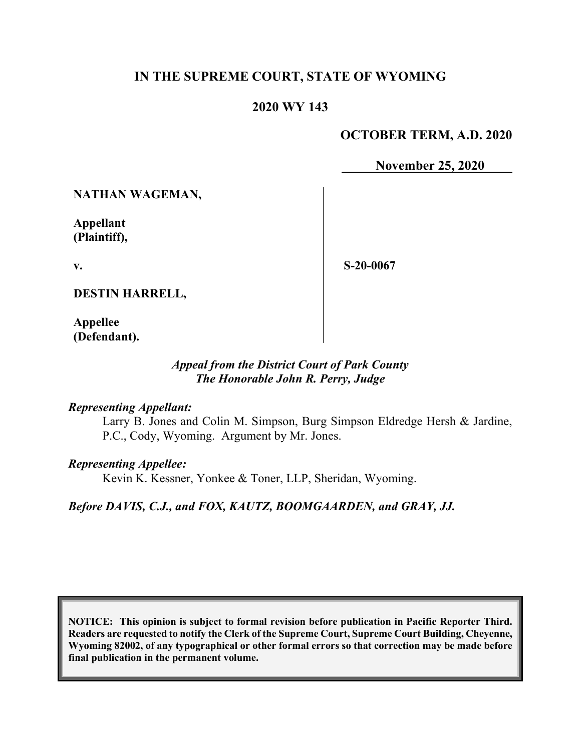# IN THE SUPREME COURT, STATE OF WYOMING

## 2020 WY 143

**OCTOBER TERM, A.D. 2020**

**November 25, 2020**

**NATHAN WAGEMAN,**

**Appellant (Plaintiff),**

**v.**

**DESTIN HARRELL,**

**Appellee (Defendant).**

**S-20-0067**

*Appeal from the District Court of Park County*
*The Honorable John R. Perry, Judge*

*Representing Appellant:*

Larry B. Jones and Colin M. Simpson, Burg Simpson Eldredge Hersh & Jardine, P.C., Cody, Wyoming. Argument by Mr. Jones.

*Representing Appellee:*

Kevin K. Kessner, Yonkee & Toner, LLP, Sheridan, Wyoming.

*Before DAVIS, C.J., and FOX, KAUTZ, BOOMGAARDEN, and GRAY, JJ.*

**NOTICE: This opinion is subject to formal revision before publication in Pacific Reporter Third. Readers are requested to notify the Clerk of the Supreme Court, Supreme Court Building, Cheyenne, Wyoming 82002, of any typographical or other formal errors so that correction may be made before final publication in the permanent volume.**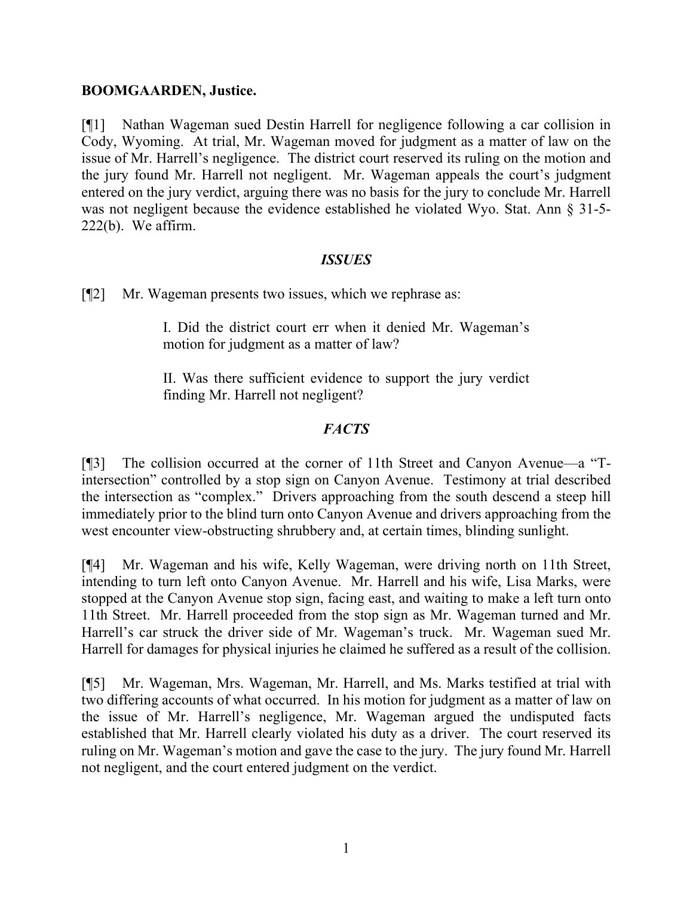**BOOMGAARDEN, Justice.**

[¶1] Nathan Wageman sued Destin Harrell for negligence following a car collision in Cody, Wyoming. At trial, Mr. Wageman moved for judgment as a matter of law on the issue of Mr. Harrell's negligence. The district court reserved its ruling on the motion and the jury found Mr. Harrell not negligent. Mr. Wageman appeals the court's judgment entered on the jury verdict, arguing there was no basis for the jury to conclude Mr. Harrell was not negligent because the evidence established he violated Wyo. Stat. Ann § 31-5-222(b). We affirm.

## *ISSUES*

[¶2] Mr. Wageman presents two issues, which we rephrase as:

> I. Did the district court err when it denied Mr. Wageman's motion for judgment as a matter of law?
>
> II. Was there sufficient evidence to support the jury verdict finding Mr. Harrell not negligent?

## *FACTS*

[¶3] The collision occurred at the corner of 11th Street and Canyon Avenue—a "T-intersection" controlled by a stop sign on Canyon Avenue. Testimony at trial described the intersection as "complex." Drivers approaching from the south descend a steep hill immediately prior to the blind turn onto Canyon Avenue and drivers approaching from the west encounter view-obstructing shrubbery and, at certain times, blinding sunlight.

[¶4] Mr. Wageman and his wife, Kelly Wageman, were driving north on 11th Street, intending to turn left onto Canyon Avenue. Mr. Harrell and his wife, Lisa Marks, were stopped at the Canyon Avenue stop sign, facing east, and waiting to make a left turn onto 11th Street. Mr. Harrell proceeded from the stop sign as Mr. Wageman turned and Mr. Harrell's car struck the driver side of Mr. Wageman's truck. Mr. Wageman sued Mr. Harrell for damages for physical injuries he claimed he suffered as a result of the collision.

[¶5] Mr. Wageman, Mrs. Wageman, Mr. Harrell, and Ms. Marks testified at trial with two differing accounts of what occurred. In his motion for judgment as a matter of law on the issue of Mr. Harrell's negligence, Mr. Wageman argued the undisputed facts established that Mr. Harrell clearly violated his duty as a driver. The court reserved its ruling on Mr. Wageman's motion and gave the case to the jury. The jury found Mr. Harrell not negligent, and the court entered judgment on the verdict.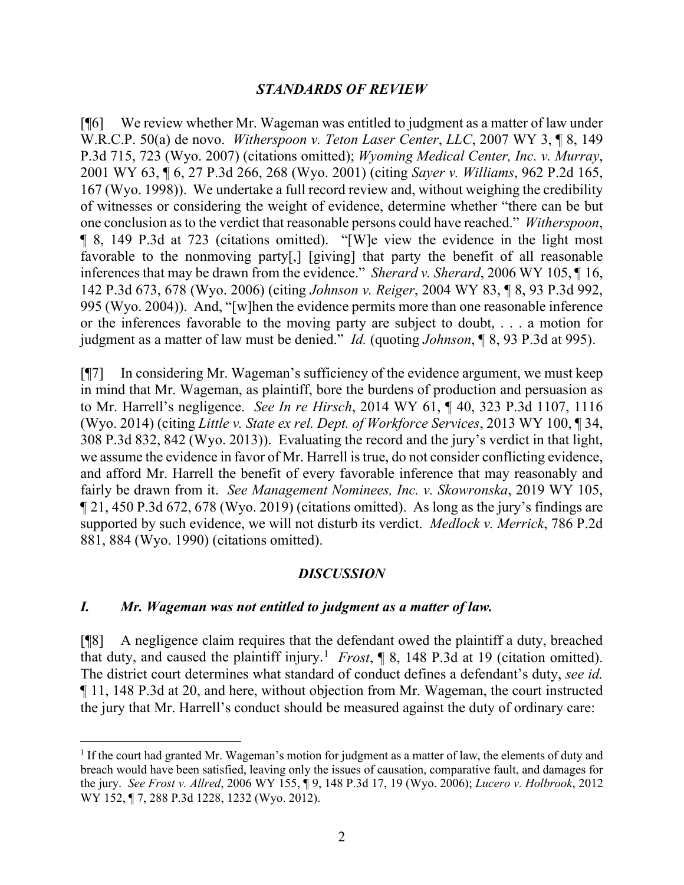## *STANDARDS OF REVIEW*

[¶6] We review whether Mr. Wageman was entitled to judgment as a matter of law under W.R.C.P. 50(a) de novo. *Witherspoon v. Teton Laser Center, LLC*, 2007 WY 3, ¶ 8, 149 P.3d 715, 723 (Wyo. 2007) (citations omitted); *Wyoming Medical Center, Inc. v. Murray*, 2001 WY 63, ¶ 6, 27 P.3d 266, 268 (Wyo. 2001) (citing *Sayer v. Williams*, 962 P.2d 165, 167 (Wyo. 1998)). We undertake a full record review and, without weighing the credibility of witnesses or considering the weight of evidence, determine whether "there can be but one conclusion as to the verdict that reasonable persons could have reached." *Witherspoon*, ¶ 8, 149 P.3d at 723 (citations omitted). "[W]e view the evidence in the light most favorable to the nonmoving party[,] [giving] that party the benefit of all reasonable inferences that may be drawn from the evidence." *Sherard v. Sherard*, 2006 WY 105, ¶ 16, 142 P.3d 673, 678 (Wyo. 2006) (citing *Johnson v. Reiger*, 2004 WY 83, ¶ 8, 93 P.3d 992, 995 (Wyo. 2004)). And, "[w]hen the evidence permits more than one reasonable inference or the inferences favorable to the moving party are subject to doubt, . . . a motion for judgment as a matter of law must be denied." *Id.* (quoting *Johnson*, ¶ 8, 93 P.3d at 995).

[¶7] In considering Mr. Wageman's sufficiency of the evidence argument, we must keep in mind that Mr. Wageman, as plaintiff, bore the burdens of production and persuasion as to Mr. Harrell's negligence. *See In re Hirsch*, 2014 WY 61, ¶ 40, 323 P.3d 1107, 1116 (Wyo. 2014) (citing *Little v. State ex rel. Dept. of Workforce Services*, 2013 WY 100, ¶ 34, 308 P.3d 832, 842 (Wyo. 2013)). Evaluating the record and the jury's verdict in that light, we assume the evidence in favor of Mr. Harrell is true, do not consider conflicting evidence, and afford Mr. Harrell the benefit of every favorable inference that may reasonably and fairly be drawn from it. *See Management Nominees, Inc. v. Skowronska*, 2019 WY 105, ¶ 21, 450 P.3d 672, 678 (Wyo. 2019) (citations omitted). As long as the jury's findings are supported by such evidence, we will not disturb its verdict. *Medlock v. Merrick*, 786 P.2d 881, 884 (Wyo. 1990) (citations omitted).

## *DISCUSSION*

### *I. Mr. Wageman was not entitled to judgment as a matter of law.*

[¶8] A negligence claim requires that the defendant owed the plaintiff a duty, breached that duty, and caused the plaintiff injury.[1] *Frost*, ¶ 8, 148 P.3d at 19 (citation omitted). The district court determines what standard of conduct defines a defendant's duty, *see id.* ¶ 11, 148 P.3d at 20, and here, without objection from Mr. Wageman, the court instructed the jury that Mr. Harrell's conduct should be measured against the duty of ordinary care:

[1] If the court had granted Mr. Wageman's motion for judgment as a matter of law, the elements of duty and breach would have been satisfied, leaving only the issues of causation, comparative fault, and damages for the jury. *See Frost v. Allred*, 2006 WY 155, ¶ 9, 148 P.3d 17, 19 (Wyo. 2006); *Lucero v. Holbrook*, 2012 WY 152, ¶ 7, 288 P.3d 1228, 1232 (Wyo. 2012).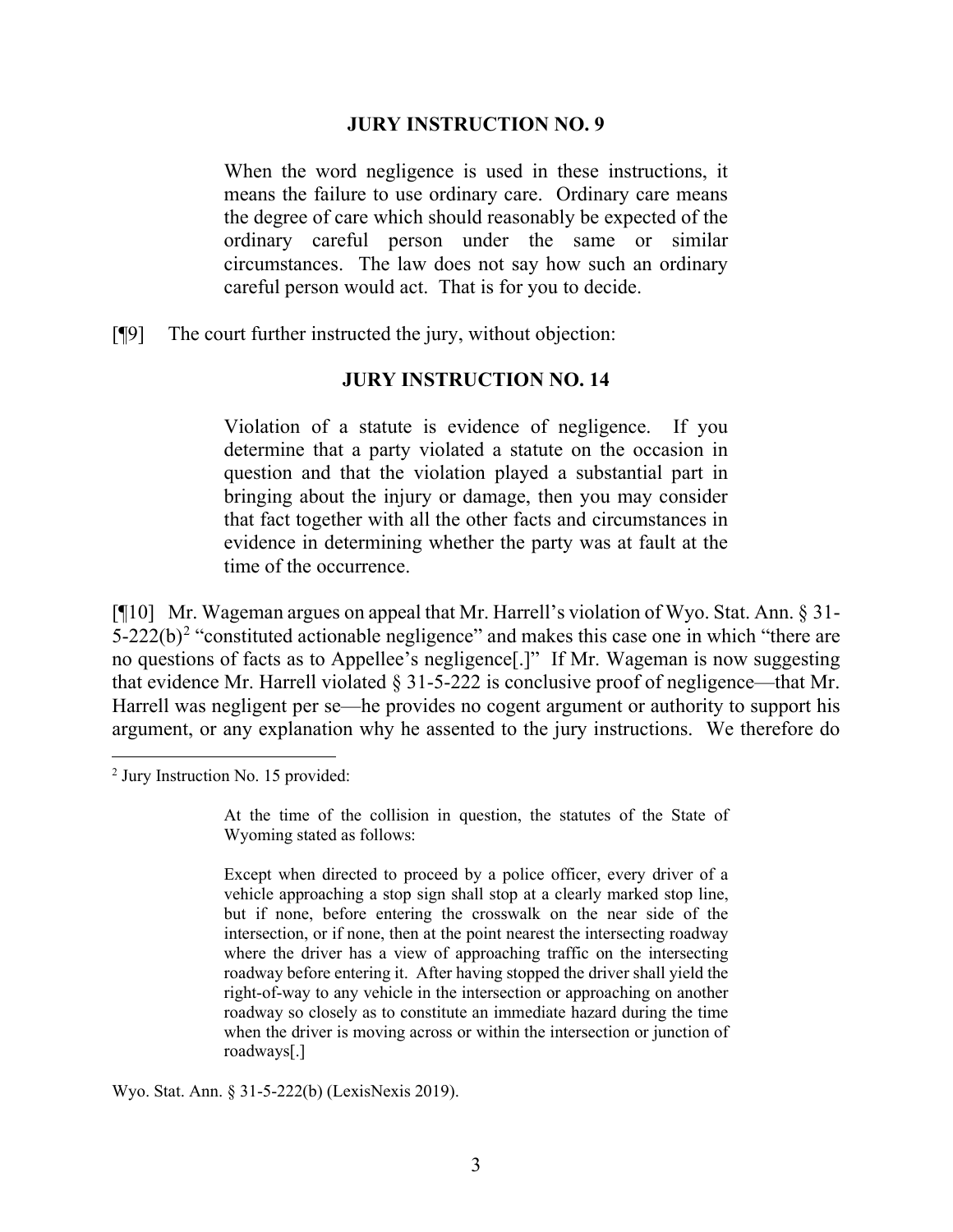**JURY INSTRUCTION NO. 9**

> When the word negligence is used in these instructions, it means the failure to use ordinary care. Ordinary care means the degree of care which should reasonably be expected of the ordinary careful person under the same or similar circumstances. The law does not say how such an ordinary careful person would act. That is for you to decide.

[¶9] The court further instructed the jury, without objection:

**JURY INSTRUCTION NO. 14**

> Violation of a statute is evidence of negligence. If you determine that a party violated a statute on the occasion in question and that the violation played a substantial part in bringing about the injury or damage, then you may consider that fact together with all the other facts and circumstances in evidence in determining whether the party was at fault at the time of the occurrence.

[¶10] Mr. Wageman argues on appeal that Mr. Harrell's violation of Wyo. Stat. Ann. § 31-5-222(b)[2] "constituted actionable negligence" and makes this case one in which "there are no questions of facts as to Appellee's negligence[.]" If Mr. Wageman is now suggesting that evidence Mr. Harrell violated § 31-5-222 is conclusive proof of negligence—that Mr. Harrell was negligent per se—he provides no cogent argument or authority to support his argument, or any explanation why he assented to the jury instructions. We therefore do

---

[2] Jury Instruction No. 15 provided:

> At the time of the collision in question, the statutes of the State of Wyoming stated as follows:
>
> Except when directed to proceed by a police officer, every driver of a vehicle approaching a stop sign shall stop at a clearly marked stop line, but if none, before entering the crosswalk on the near side of the intersection, or if none, then at the point nearest the intersecting roadway where the driver has a view of approaching traffic on the intersecting roadway before entering it. After having stopped the driver shall yield the right-of-way to any vehicle in the intersection or approaching on another roadway so closely as to constitute an immediate hazard during the time when the driver is moving across or within the intersection or junction of roadways[.]

Wyo. Stat. Ann. § 31-5-222(b) (LexisNexis 2019).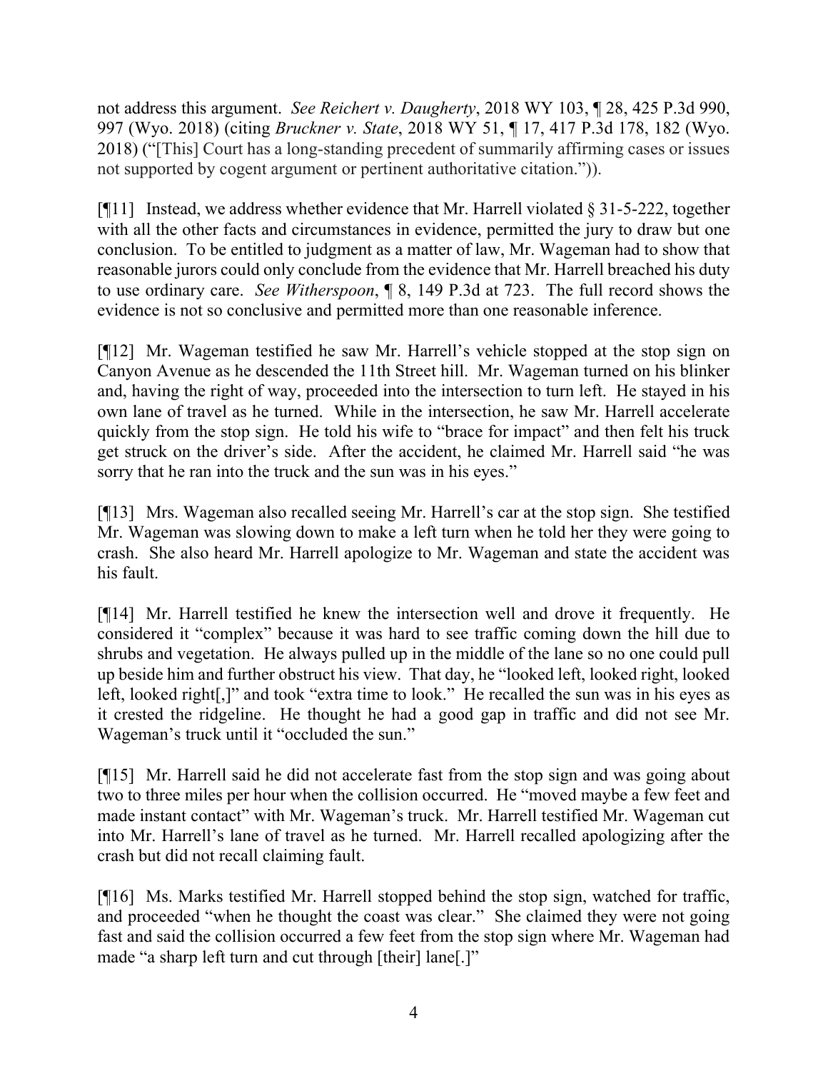not address this argument. *See Reichert v. Daugherty*, 2018 WY 103, ¶ 28, 425 P.3d 990, 997 (Wyo. 2018) (citing *Bruckner v. State*, 2018 WY 51, ¶ 17, 417 P.3d 178, 182 (Wyo. 2018) ("[This] Court has a long-standing precedent of summarily affirming cases or issues not supported by cogent argument or pertinent authoritative citation.")).

[¶11] Instead, we address whether evidence that Mr. Harrell violated § 31-5-222, together with all the other facts and circumstances in evidence, permitted the jury to draw but one conclusion. To be entitled to judgment as a matter of law, Mr. Wageman had to show that reasonable jurors could only conclude from the evidence that Mr. Harrell breached his duty to use ordinary care. *See Witherspoon*, ¶ 8, 149 P.3d at 723. The full record shows the evidence is not so conclusive and permitted more than one reasonable inference.

[¶12] Mr. Wageman testified he saw Mr. Harrell's vehicle stopped at the stop sign on Canyon Avenue as he descended the 11th Street hill. Mr. Wageman turned on his blinker and, having the right of way, proceeded into the intersection to turn left. He stayed in his own lane of travel as he turned. While in the intersection, he saw Mr. Harrell accelerate quickly from the stop sign. He told his wife to "brace for impact" and then felt his truck get struck on the driver's side. After the accident, he claimed Mr. Harrell said "he was sorry that he ran into the truck and the sun was in his eyes."

[¶13] Mrs. Wageman also recalled seeing Mr. Harrell's car at the stop sign. She testified Mr. Wageman was slowing down to make a left turn when he told her they were going to crash. She also heard Mr. Harrell apologize to Mr. Wageman and state the accident was his fault.

[¶14] Mr. Harrell testified he knew the intersection well and drove it frequently. He considered it "complex" because it was hard to see traffic coming down the hill due to shrubs and vegetation. He always pulled up in the middle of the lane so no one could pull up beside him and further obstruct his view. That day, he "looked left, looked right, looked left, looked right[,]" and took "extra time to look." He recalled the sun was in his eyes as it crested the ridgeline. He thought he had a good gap in traffic and did not see Mr. Wageman's truck until it "occluded the sun."

[¶15] Mr. Harrell said he did not accelerate fast from the stop sign and was going about two to three miles per hour when the collision occurred. He "moved maybe a few feet and made instant contact" with Mr. Wageman's truck. Mr. Harrell testified Mr. Wageman cut into Mr. Harrell's lane of travel as he turned. Mr. Harrell recalled apologizing after the crash but did not recall claiming fault.

[¶16] Ms. Marks testified Mr. Harrell stopped behind the stop sign, watched for traffic, and proceeded "when he thought the coast was clear." She claimed they were not going fast and said the collision occurred a few feet from the stop sign where Mr. Wageman had made "a sharp left turn and cut through [their] lane[.]"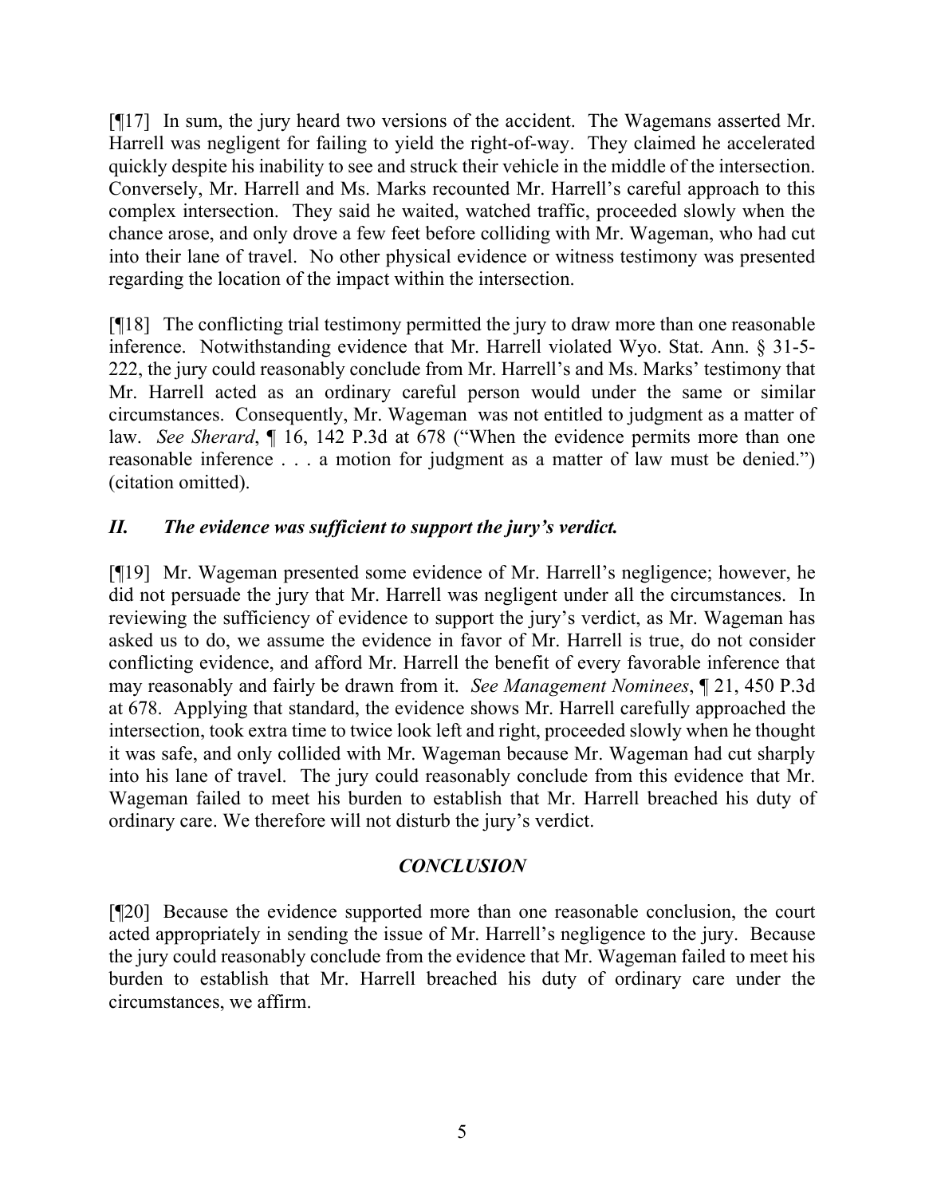[¶17] In sum, the jury heard two versions of the accident. The Wagemans asserted Mr. Harrell was negligent for failing to yield the right-of-way. They claimed he accelerated quickly despite his inability to see and struck their vehicle in the middle of the intersection. Conversely, Mr. Harrell and Ms. Marks recounted Mr. Harrell's careful approach to this complex intersection. They said he waited, watched traffic, proceeded slowly when the chance arose, and only drove a few feet before colliding with Mr. Wageman, who had cut into their lane of travel. No other physical evidence or witness testimony was presented regarding the location of the impact within the intersection.

[¶18] The conflicting trial testimony permitted the jury to draw more than one reasonable inference. Notwithstanding evidence that Mr. Harrell violated Wyo. Stat. Ann. § 31-5-222, the jury could reasonably conclude from Mr. Harrell's and Ms. Marks' testimony that Mr. Harrell acted as an ordinary careful person would under the same or similar circumstances. Consequently, Mr. Wageman was not entitled to judgment as a matter of law. *See Sherard*, ¶ 16, 142 P.3d at 678 ("When the evidence permits more than one reasonable inference . . . a motion for judgment as a matter of law must be denied.") (citation omitted).

## *II. The evidence was sufficient to support the jury's verdict.*

[¶19] Mr. Wageman presented some evidence of Mr. Harrell's negligence; however, he did not persuade the jury that Mr. Harrell was negligent under all the circumstances. In reviewing the sufficiency of evidence to support the jury's verdict, as Mr. Wageman has asked us to do, we assume the evidence in favor of Mr. Harrell is true, do not consider conflicting evidence, and afford Mr. Harrell the benefit of every favorable inference that may reasonably and fairly be drawn from it. *See Management Nominees*, ¶ 21, 450 P.3d at 678. Applying that standard, the evidence shows Mr. Harrell carefully approached the intersection, took extra time to twice look left and right, proceeded slowly when he thought it was safe, and only collided with Mr. Wageman because Mr. Wageman had cut sharply into his lane of travel. The jury could reasonably conclude from this evidence that Mr. Wageman failed to meet his burden to establish that Mr. Harrell breached his duty of ordinary care. We therefore will not disturb the jury's verdict.

## *CONCLUSION*

[¶20] Because the evidence supported more than one reasonable conclusion, the court acted appropriately in sending the issue of Mr. Harrell's negligence to the jury. Because the jury could reasonably conclude from the evidence that Mr. Wageman failed to meet his burden to establish that Mr. Harrell breached his duty of ordinary care under the circumstances, we affirm.